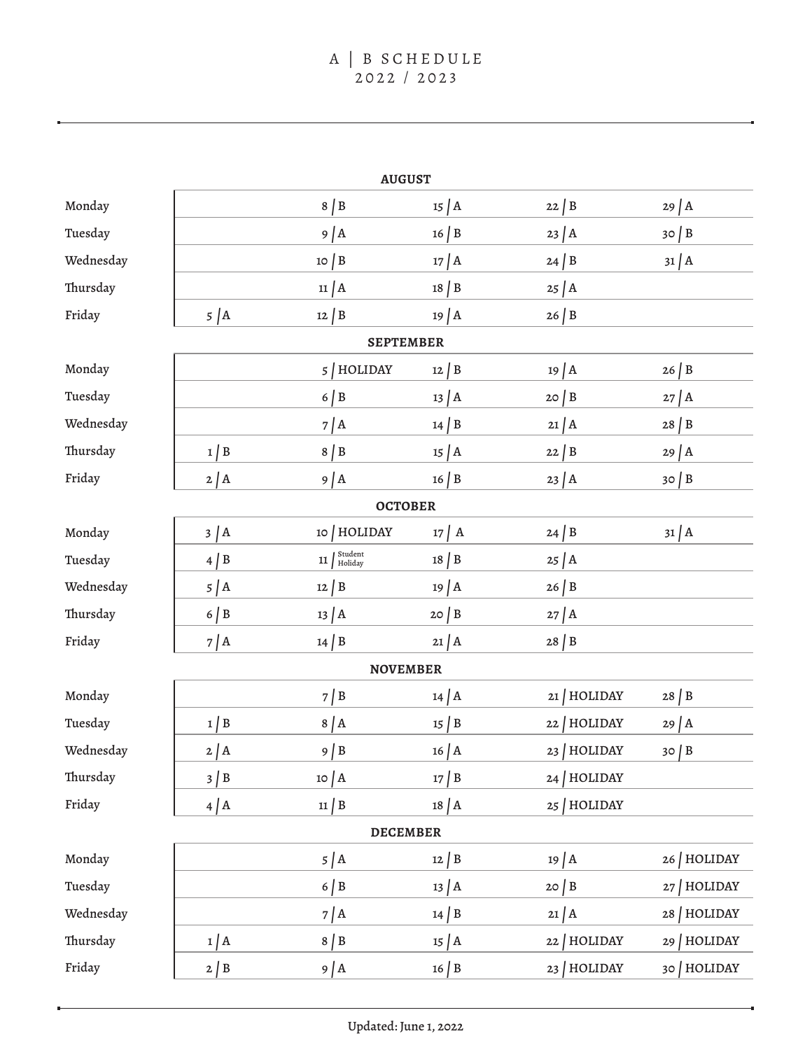# A | B SCHEDULE
## 2022 / 2023

**AUGUST**

| | | | | | |
|---|---|---|---|---|---|
| Monday | | 8 / B | 15 / A | 22 / B | 29 / A |
| Tuesday | | 9 / A | 16 / B | 23 / A | 30 / B |
| Wednesday | | 10 / B | 17 / A | 24 / B | 31 / A |
| Thursday | | 11 / A | 18 / B | 25 / A | |
| Friday | 5 / A | 12 / B | 19 / A | 26 / B | |

**SEPTEMBER**

| | | | | | |
|---|---|---|---|---|---|
| Monday | | 5 / HOLIDAY | 12 / B | 19 / A | 26 / B |
| Tuesday | | 6 / B | 13 / A | 20 / B | 27 / A |
| Wednesday | | 7 / A | 14 / B | 21 / A | 28 / B |
| Thursday | 1 / B | 8 / B | 15 / A | 22 / B | 29 / A |
| Friday | 2 / A | 9 / A | 16 / B | 23 / A | 30 / B |

**OCTOBER**

| | | | | | |
|---|---|---|---|---|---|
| Monday | 3 / A | 10 / HOLIDAY | 17 / A | 24 / B | 31 / A |
| Tuesday | 4 / B | 11 / Student Holiday | 18 / B | 25 / A | |
| Wednesday | 5 / A | 12 / B | 19 / A | 26 / B | |
| Thursday | 6 / B | 13 / A | 20 / B | 27 / A | |
| Friday | 7 / A | 14 / B | 21 / A | 28 / B | |

**NOVEMBER**

| | | | | | |
|---|---|---|---|---|---|
| Monday | | 7 / B | 14 / A | 21 / HOLIDAY | 28 / B |
| Tuesday | 1 / B | 8 / A | 15 / B | 22 / HOLIDAY | 29 / A |
| Wednesday | 2 / A | 9 / B | 16 / A | 23 / HOLIDAY | 30 / B |
| Thursday | 3 / B | 10 / A | 17 / B | 24 / HOLIDAY | |
| Friday | 4 / A | 11 / B | 18 / A | 25 / HOLIDAY | |

**DECEMBER**

| | | | | | |
|---|---|---|---|---|---|
| Monday | | 5 / A | 12 / B | 19 / A | 26 / HOLIDAY |
| Tuesday | | 6 / B | 13 / A | 20 / B | 27 / HOLIDAY |
| Wednesday | | 7 / A | 14 / B | 21 / A | 28 / HOLIDAY |
| Thursday | 1 / A | 8 / B | 15 / A | 22 / HOLIDAY | 29 / HOLIDAY |
| Friday | 2 / B | 9 / A | 16 / B | 23 / HOLIDAY | 30 / HOLIDAY |

Updated: June 1, 2022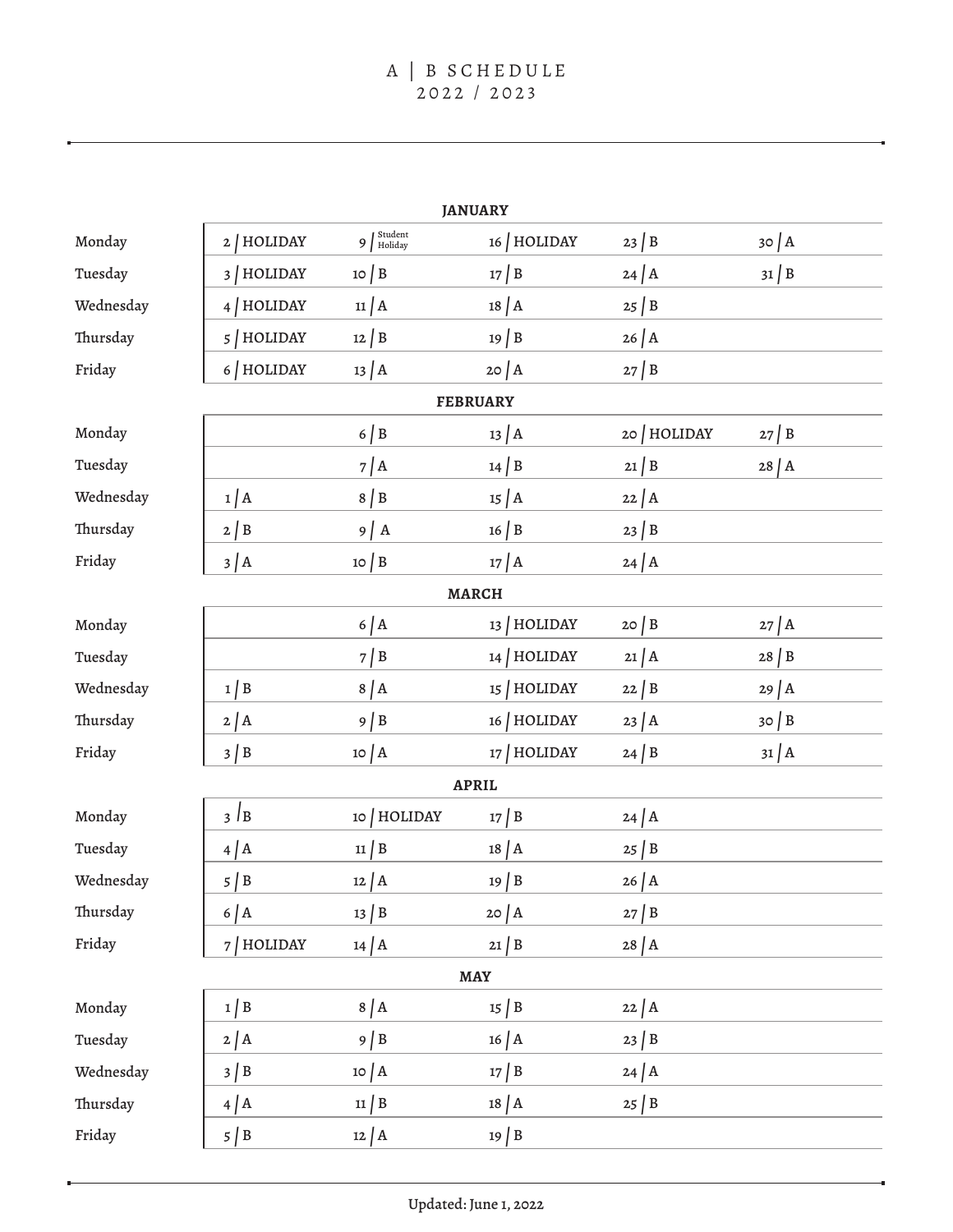# A | B SCHEDULE
## 2022 / 2023

### JANUARY

| | | | | | |
|---|---|---|---|---|---|
| Monday | 2 / HOLIDAY | 9 / Student Holiday | 16 / HOLIDAY | 23 / B | 30 / A |
| Tuesday | 3 / HOLIDAY | 10 / B | 17 / B | 24 / A | 31 / B |
| Wednesday | 4 / HOLIDAY | 11 / A | 18 / A | 25 / B | |
| Thursday | 5 / HOLIDAY | 12 / B | 19 / B | 26 / A | |
| Friday | 6 / HOLIDAY | 13 / A | 20 / A | 27 / B | |

### FEBRUARY

| | | | | | |
|---|---|---|---|---|---|
| Monday | | 6 / B | 13 / A | 20 / HOLIDAY | 27 / B |
| Tuesday | | 7 / A | 14 / B | 21 / B | 28 / A |
| Wednesday | 1 / A | 8 / B | 15 / A | 22 / A | |
| Thursday | 2 / B | 9 / A | 16 / B | 23 / B | |
| Friday | 3 / A | 10 / B | 17 / A | 24 / A | |

### MARCH

| | | | | | |
|---|---|---|---|---|---|
| Monday | | 6 / A | 13 / HOLIDAY | 20 / B | 27 / A |
| Tuesday | | 7 / B | 14 / HOLIDAY | 21 / A | 28 / B |
| Wednesday | 1 / B | 8 / A | 15 / HOLIDAY | 22 / B | 29 / A |
| Thursday | 2 / A | 9 / B | 16 / HOLIDAY | 23 / A | 30 / B |
| Friday | 3 / B | 10 / A | 17 / HOLIDAY | 24 / B | 31 / A |

### APRIL

| | | | | |
|---|---|---|---|---|
| Monday | 3 / B | 10 / HOLIDAY | 17 / B | 24 / A |
| Tuesday | 4 / A | 11 / B | 18 / A | 25 / B |
| Wednesday | 5 / B | 12 / A | 19 / B | 26 / A |
| Thursday | 6 / A | 13 / B | 20 / A | 27 / B |
| Friday | 7 / HOLIDAY | 14 / A | 21 / B | 28 / A |

### MAY

| | | | | |
|---|---|---|---|---|
| Monday | 1 / B | 8 / A | 15 / B | 22 / A |
| Tuesday | 2 / A | 9 / B | 16 / A | 23 / B |
| Wednesday | 3 / B | 10 / A | 17 / B | 24 / A |
| Thursday | 4 / A | 11 / B | 18 / A | 25 / B |
| Friday | 5 / B | 12 / A | 19 / B | |

Updated: June 1, 2022